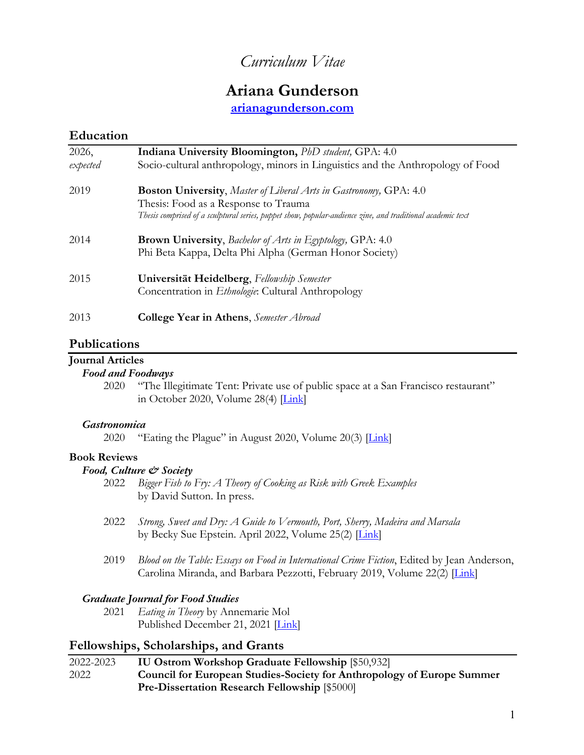# *Curriculum Vitae*

# Ariana Gunderson

**[arianagunderson.com](arianagunderson.com)**

## Education

| | |
|---|---|
| 2026, *expected* | **Indiana University Bloomington,** *PhD student,* GPA: 4.0<br>Socio-cultural anthropology, minors in Linguistics and the Anthropology of Food |
| 2019 | **Boston University**, *Master of Liberal Arts in Gastronomy,* GPA: 4.0<br>Thesis: Food as a Response to Trauma<br>*Thesis comprised of a sculptural series, puppet show, popular-audience zine, and traditional academic text* |
| 2014 | **Brown University**, *Bachelor of Arts in Egyptology,* GPA: 4.0<br>Phi Beta Kappa, Delta Phi Alpha (German Honor Society) |
| 2015 | **Universität Heidelberg**, *Fellowship Semester*<br>Concentration in *Ethnologie*: Cultural Anthropology |
| 2013 | **College Year in Athens**, *Semester Abroad* |

## Publications

### Journal Articles

#### *Food and Foodways*

2020 "The Illegitimate Tent: Private use of public space at a San Francisco restaurant" in October 2020, Volume 28(4) [Link]

#### *Gastronomica*

2020 "Eating the Plague" in August 2020, Volume 20(3) [Link]

### Book Reviews

#### *Food, Culture & Society*

2022 *Bigger Fish to Fry: A Theory of Cooking as Risk with Greek Examples* by David Sutton. In press.

2022 *Strong, Sweet and Dry: A Guide to Vermouth, Port, Sherry, Madeira and Marsala* by Becky Sue Epstein. April 2022, Volume 25(2) [Link]

2019 *Blood on the Table: Essays on Food in International Crime Fiction*, Edited by Jean Anderson, Carolina Miranda, and Barbara Pezzotti, February 2019, Volume 22(2) [Link]

#### *Graduate Journal for Food Studies*

2021 *Eating in Theory* by Annemarie Mol
Published December 21, 2021 [Link]

## Fellowships, Scholarships, and Grants

| | |
|---|---|
| 2022-2023 | **IU Ostrom Workshop Graduate Fellowship** [$50,932] |
| 2022 | **Council for European Studies-Society for Anthropology of Europe Summer Pre-Dissertation Research Fellowship** [$5000] |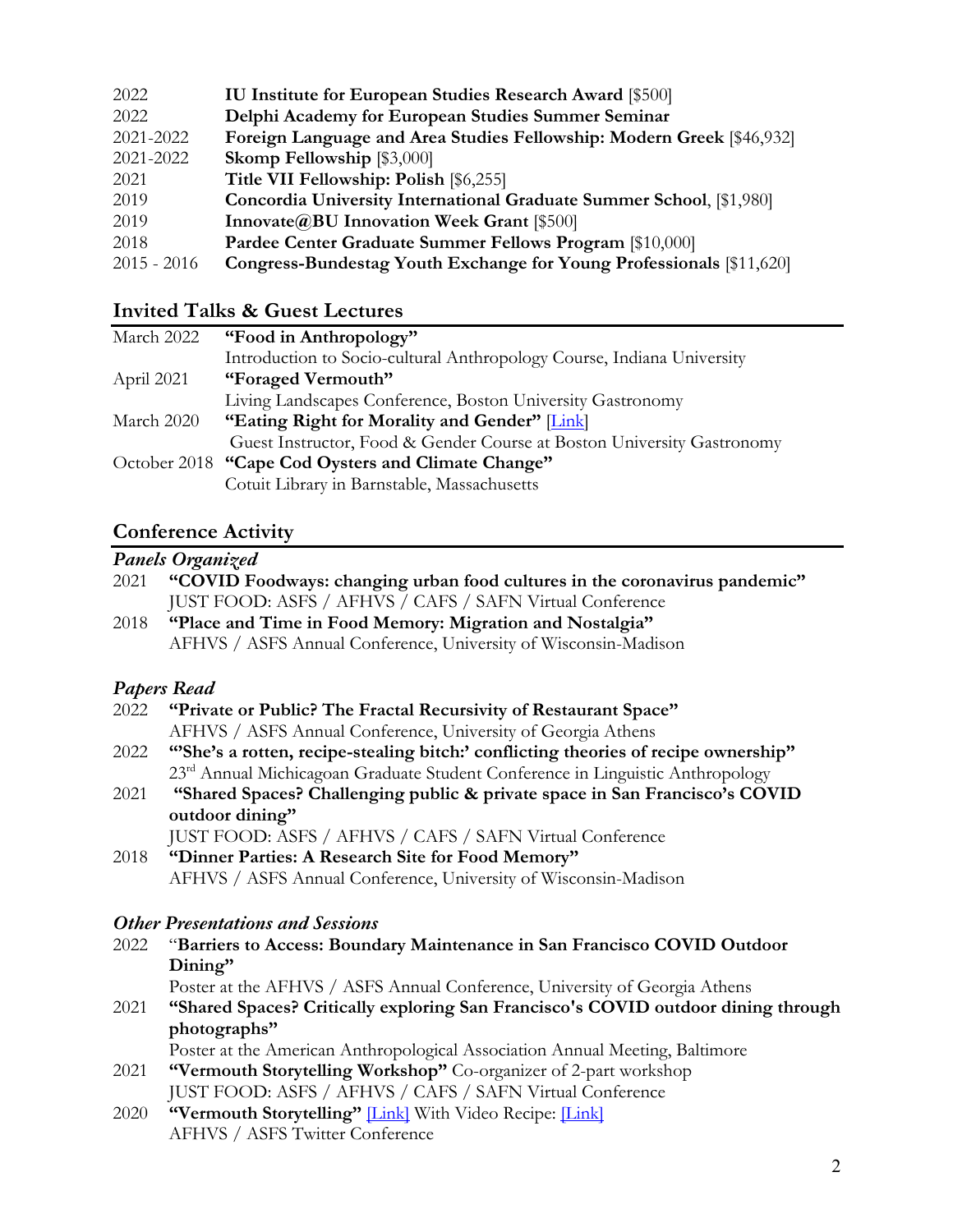| | |
|---|---|
| 2022 | **IU Institute for European Studies Research Award** [$500] |
| 2022 | **Delphi Academy for European Studies Summer Seminar** |
| 2021-2022 | **Foreign Language and Area Studies Fellowship: Modern Greek** [$46,932] |
| 2021-2022 | **Skomp Fellowship** [$3,000] |
| 2021 | **Title VII Fellowship: Polish** [$6,255] |
| 2019 | **Concordia University International Graduate Summer School**, [$1,980] |
| 2019 | **Innovate@BU Innovation Week Grant** [$500] |
| 2018 | **Pardee Center Graduate Summer Fellows Program** [$10,000] |
| 2015 - 2016 | **Congress-Bundestag Youth Exchange for Young Professionals** [$11,620] |

## Invited Talks & Guest Lectures

March 2022 **"Food in Anthropology"**
Introduction to Socio-cultural Anthropology Course, Indiana University

April 2021 **"Foraged Vermouth"**
Living Landscapes Conference, Boston University Gastronomy

March 2020 **"Eating Right for Morality and Gender"** [Link]
Guest Instructor, Food & Gender Course at Boston University Gastronomy

October 2018 **"Cape Cod Oysters and Climate Change"**
Cotuit Library in Barnstable, Massachusetts

## Conference Activity

### *Panels Organized*

2021 **"COVID Foodways: changing urban food cultures in the coronavirus pandemic"**
JUST FOOD: ASFS / AFHVS / CAFS / SAFN Virtual Conference

2018 **"Place and Time in Food Memory: Migration and Nostalgia"**
AFHVS / ASFS Annual Conference, University of Wisconsin-Madison

### *Papers Read*

2022 **"Private or Public? The Fractal Recursivity of Restaurant Space"**
AFHVS / ASFS Annual Conference, University of Georgia Athens

2022 **"'She's a rotten, recipe-stealing bitch:' conflicting theories of recipe ownership"**
23rd Annual Michicagoan Graduate Student Conference in Linguistic Anthropology

2021 **"Shared Spaces? Challenging public & private space in San Francisco's COVID outdoor dining"**
JUST FOOD: ASFS / AFHVS / CAFS / SAFN Virtual Conference

2018 **"Dinner Parties: A Research Site for Food Memory"**
AFHVS / ASFS Annual Conference, University of Wisconsin-Madison

### *Other Presentations and Sessions*

2022 "**Barriers to Access: Boundary Maintenance in San Francisco COVID Outdoor Dining"**
Poster at the AFHVS / ASFS Annual Conference, University of Georgia Athens

2021 **"Shared Spaces? Critically exploring San Francisco's COVID outdoor dining through photographs"**
Poster at the American Anthropological Association Annual Meeting, Baltimore

2021 **"Vermouth Storytelling Workshop"** Co-organizer of 2-part workshop
JUST FOOD: ASFS / AFHVS / CAFS / SAFN Virtual Conference

2020 **"Vermouth Storytelling"** [Link] With Video Recipe: [Link]
AFHVS / ASFS Twitter Conference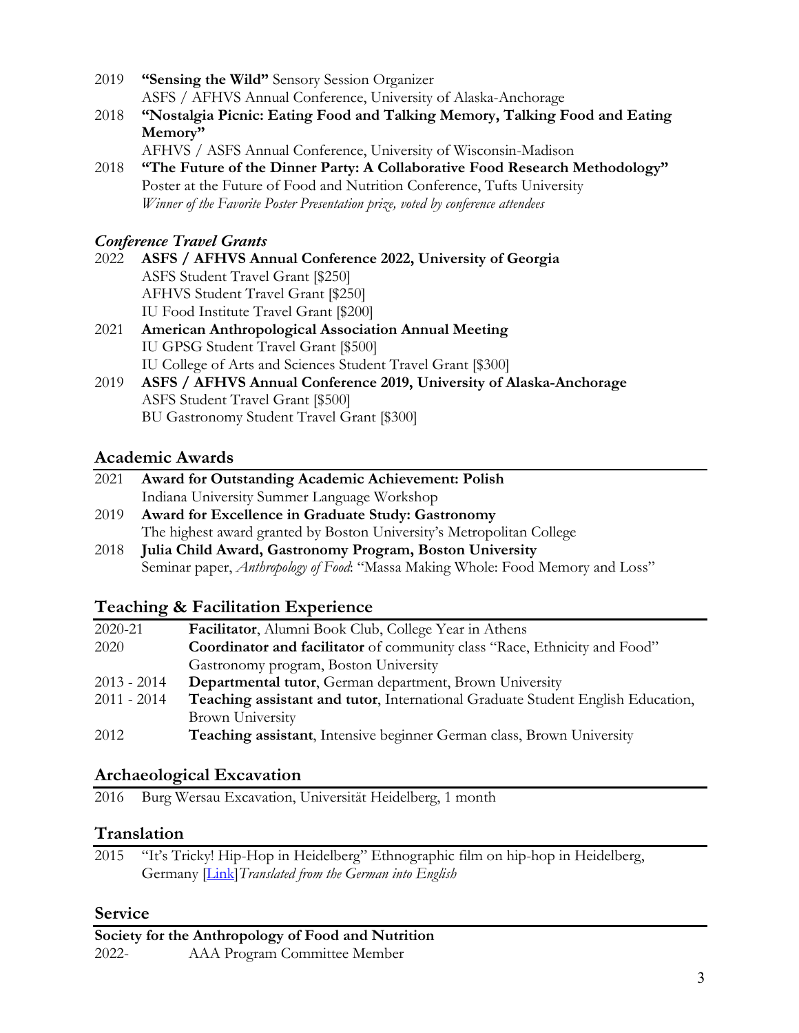2019 **"Sensing the Wild"** Sensory Session Organizer
ASFS / AFHVS Annual Conference, University of Alaska-Anchorage

2018 **"Nostalgia Picnic: Eating Food and Talking Memory, Talking Food and Eating Memory"**
AFHVS / ASFS Annual Conference, University of Wisconsin-Madison

2018 **"The Future of the Dinner Party: A Collaborative Food Research Methodology"**
Poster at the Future of Food and Nutrition Conference, Tufts University
*Winner of the Favorite Poster Presentation prize, voted by conference attendees*

### *Conference Travel Grants*

2022 **ASFS / AFHVS Annual Conference 2022, University of Georgia**
ASFS Student Travel Grant [$250]
AFHVS Student Travel Grant [$250]
IU Food Institute Travel Grant [$200]

2021 **American Anthropological Association Annual Meeting**
IU GPSG Student Travel Grant [$500]
IU College of Arts and Sciences Student Travel Grant [$300]

2019 **ASFS / AFHVS Annual Conference 2019, University of Alaska-Anchorage**
ASFS Student Travel Grant [$500]
BU Gastronomy Student Travel Grant [$300]

## Academic Awards

2021 **Award for Outstanding Academic Achievement: Polish**
Indiana University Summer Language Workshop

2019 **Award for Excellence in Graduate Study: Gastronomy**
The highest award granted by Boston University's Metropolitan College

2018 **Julia Child Award, Gastronomy Program, Boston University**
Seminar paper, *Anthropology of Food*: "Massa Making Whole: Food Memory and Loss"

## Teaching & Facilitation Experience

2020-21 **Facilitator**, Alumni Book Club, College Year in Athens

2020 **Coordinator and facilitator** of community class "Race, Ethnicity and Food"
Gastronomy program, Boston University

2013 - 2014 **Departmental tutor**, German department, Brown University

2011 - 2014 **Teaching assistant and tutor**, International Graduate Student English Education, Brown University

2012 **Teaching assistant**, Intensive beginner German class, Brown University

## Archaeological Excavation

2016 Burg Wersau Excavation, Universität Heidelberg, 1 month

## Translation

2015 "It's Tricky! Hip-Hop in Heidelberg" Ethnographic film on hip-hop in Heidelberg, Germany [Link]*Translated from the German into English*

## Service

**Society for the Anthropology of Food and Nutrition**

2022- AAA Program Committee Member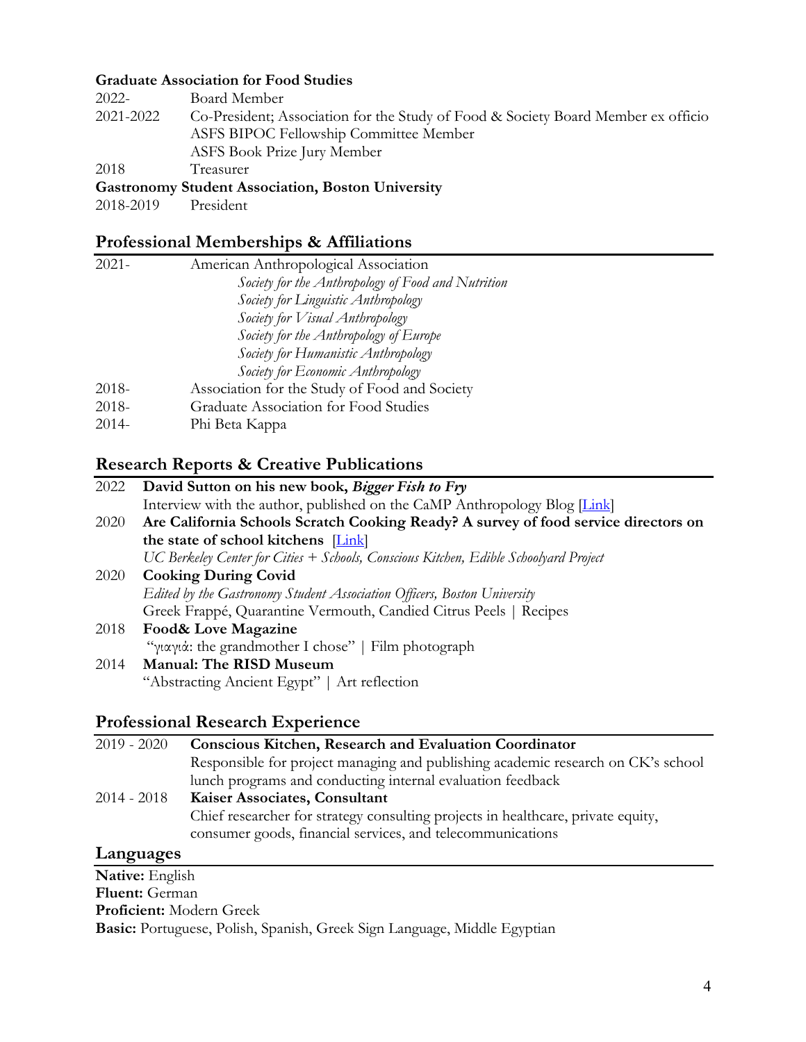**Graduate Association for Food Studies**

| | |
|---|---|
| 2022- | Board Member |
| 2021-2022 | Co-President; Association for the Study of Food & Society Board Member ex officio |
| | ASFS BIPOC Fellowship Committee Member |
| | ASFS Book Prize Jury Member |
| 2018 | Treasurer |

**Gastronomy Student Association, Boston University**

| | |
|---|---|
| 2018-2019 | President |

## Professional Memberships & Affiliations

| | |
|---|---|
| 2021- | American Anthropological Association |
| | *Society for the Anthropology of Food and Nutrition* |
| | *Society for Linguistic Anthropology* |
| | *Society for Visual Anthropology* |
| | *Society for the Anthropology of Europe* |
| | *Society for Humanistic Anthropology* |
| | *Society for Economic Anthropology* |
| 2018- | Association for the Study of Food and Society |
| 2018- | Graduate Association for Food Studies |
| 2014- | Phi Beta Kappa |

## Research Reports & Creative Publications

2022 **David Sutton on his new book, *Bigger Fish to Fry***
Interview with the author, published on the CaMP Anthropology Blog [Link]

2020 **Are California Schools Scratch Cooking Ready? A survey of food service directors on the state of school kitchens** [Link]
*UC Berkeley Center for Cities + Schools, Conscious Kitchen, Edible Schoolyard Project*

2020 **Cooking During Covid**
*Edited by the Gastronomy Student Association Officers, Boston University*
Greek Frappé, Quarantine Vermouth, Candied Citrus Peels | Recipes

2018 **Food& Love Magazine**
"γιαγιά: the grandmother I chose" | Film photograph

2014 **Manual: The RISD Museum**
"Abstracting Ancient Egypt" | Art reflection

## Professional Research Experience

2019 - 2020 **Conscious Kitchen, Research and Evaluation Coordinator**
Responsible for project managing and publishing academic research on CK's school lunch programs and conducting internal evaluation feedback

2014 - 2018 **Kaiser Associates, Consultant**
Chief researcher for strategy consulting projects in healthcare, private equity, consumer goods, financial services, and telecommunications

## Languages

**Native:** English
**Fluent:** German
**Proficient:** Modern Greek
**Basic:** Portuguese, Polish, Spanish, Greek Sign Language, Middle Egyptian